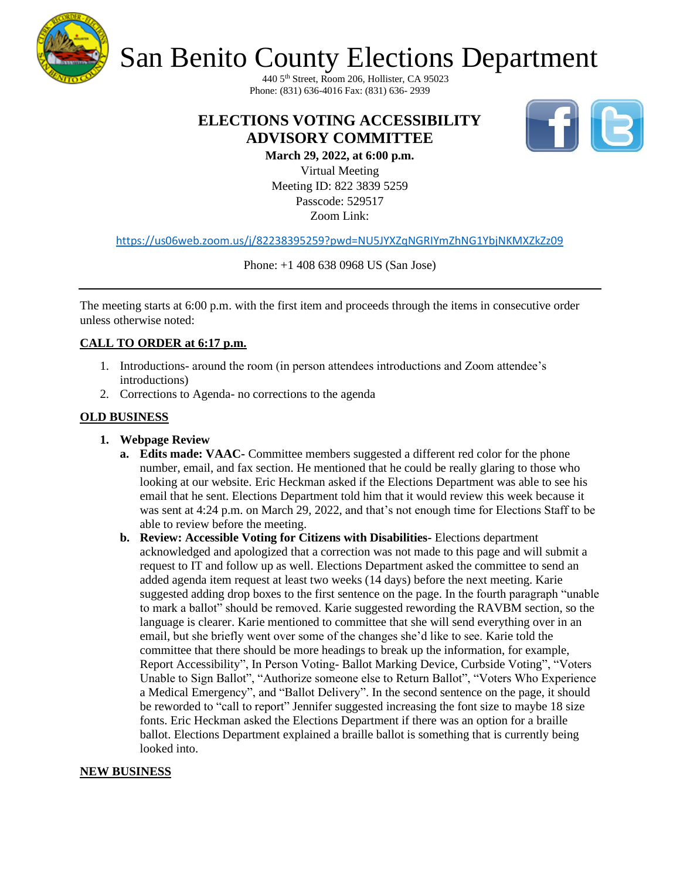# San Benito County Elections Department

440 5th Street, Room 206, Hollister, CA 95023
Phone: (831) 636-4016 Fax: (831) 636- 2939

## ELECTIONS VOTING ACCESSIBILITY ADVISORY COMMITTEE

**March 29, 2022, at 6:00 p.m.**
Virtual Meeting
Meeting ID: 822 3839 5259
Passcode: 529517
Zoom Link:

https://us06web.zoom.us/j/82238395259?pwd=NU5JYXZqNGRIYmZhNG1YbjNKMXZkZz09

Phone: +1 408 638 0968 US (San Jose)

---

The meeting starts at 6:00 p.m. with the first item and proceeds through the items in consecutive order unless otherwise noted:

**CALL TO ORDER at 6:17 p.m.**

1. Introductions- around the room (in person attendees introductions and Zoom attendee's introductions)
2. Corrections to Agenda- no corrections to the agenda

**OLD BUSINESS**

1. **Webpage Review**
   a. **Edits made: VAAC-** Committee members suggested a different red color for the phone number, email, and fax section. He mentioned that he could be really glaring to those who looking at our website. Eric Heckman asked if the Elections Department was able to see his email that he sent. Elections Department told him that it would review this week because it was sent at 4:24 p.m. on March 29, 2022, and that's not enough time for Elections Staff to be able to review before the meeting.
   b. **Review: Accessible Voting for Citizens with Disabilities-** Elections department acknowledged and apologized that a correction was not made to this page and will submit a request to IT and follow up as well. Elections Department asked the committee to send an added agenda item request at least two weeks (14 days) before the next meeting. Karie suggested adding drop boxes to the first sentence on the page. In the fourth paragraph "unable to mark a ballot" should be removed. Karie suggested rewording the RAVBM section, so the language is clearer. Karie mentioned to committee that she will send everything over in an email, but she briefly went over some of the changes she'd like to see. Karie told the committee that there should be more headings to break up the information, for example, Report Accessibility", In Person Voting- Ballot Marking Device, Curbside Voting", "Voters Unable to Sign Ballot", "Authorize someone else to Return Ballot", "Voters Who Experience a Medical Emergency", and "Ballot Delivery". In the second sentence on the page, it should be reworded to "call to report" Jennifer suggested increasing the font size to maybe 18 size fonts. Eric Heckman asked the Elections Department if there was an option for a braille ballot. Elections Department explained a braille ballot is something that is currently being looked into.

**NEW BUSINESS**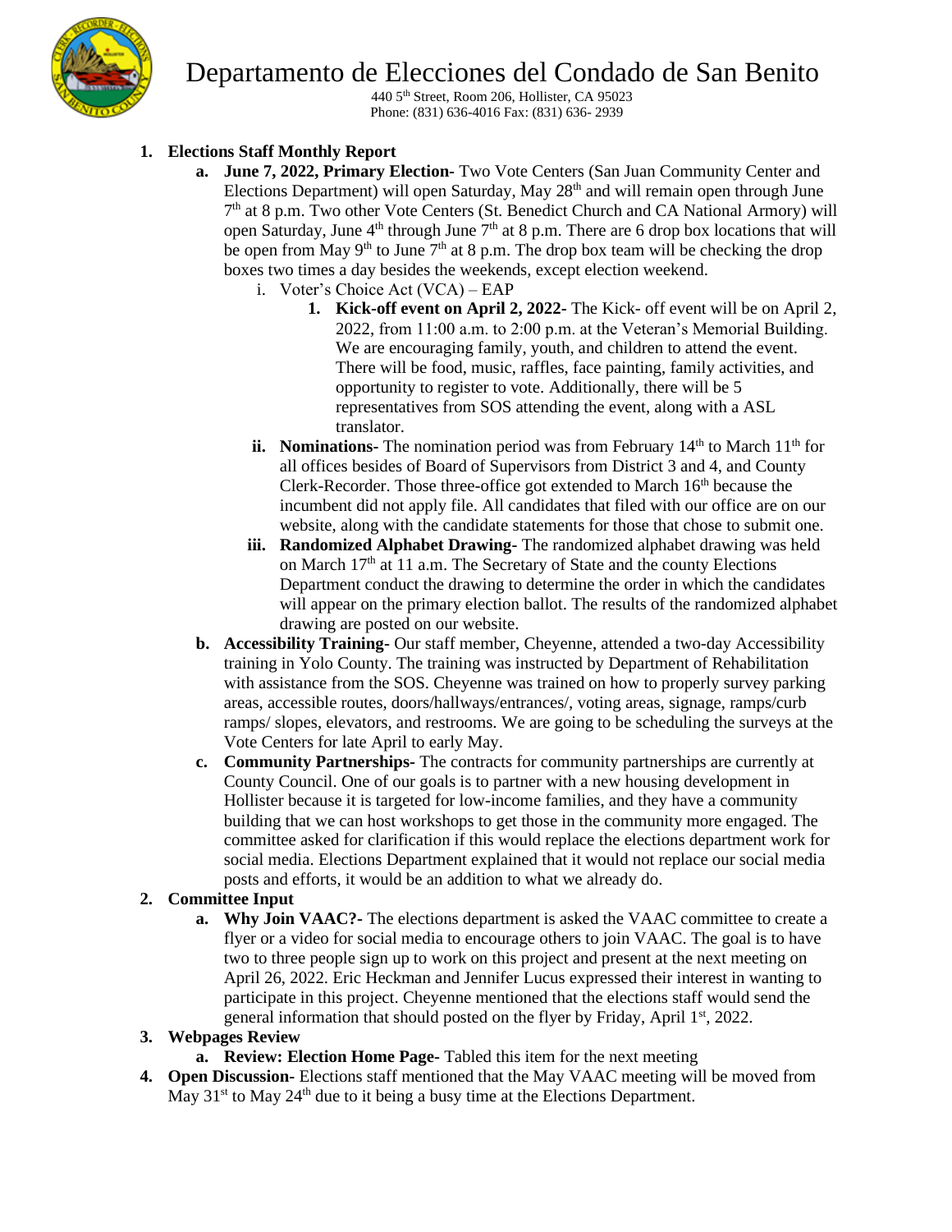# Departamento de Elecciones del Condado de San Benito

440 5th Street, Room 206, Hollister, CA 95023
Phone: (831) 636-4016 Fax: (831) 636- 2939

1. **Elections Staff Monthly Report**
   a. **June 7, 2022, Primary Election-** Two Vote Centers (San Juan Community Center and Elections Department) will open Saturday, May 28th and will remain open through June 7th at 8 p.m. Two other Vote Centers (St. Benedict Church and CA National Armory) will open Saturday, June 4th through June 7th at 8 p.m. There are 6 drop box locations that will be open from May 9th to June 7th at 8 p.m. The drop box team will be checking the drop boxes two times a day besides the weekends, except election weekend.
      i. Voter's Choice Act (VCA) – EAP
         1. **Kick-off event on April 2, 2022-** The Kick- off event will be on April 2, 2022, from 11:00 a.m. to 2:00 p.m. at the Veteran's Memorial Building. We are encouraging family, youth, and children to attend the event. There will be food, music, raffles, face painting, family activities, and opportunity to register to vote. Additionally, there will be 5 representatives from SOS attending the event, along with a ASL translator.
      ii. **Nominations**- The nomination period was from February 14th to March 11th for all offices besides of Board of Supervisors from District 3 and 4, and County Clerk-Recorder. Those three-office got extended to March 16th because the incumbent did not apply file. All candidates that filed with our office are on our website, along with the candidate statements for those that chose to submit one.
      iii. **Randomized Alphabet Drawing**- The randomized alphabet drawing was held on March 17th at 11 a.m. The Secretary of State and the county Elections Department conduct the drawing to determine the order in which the candidates will appear on the primary election ballot. The results of the randomized alphabet drawing are posted on our website.

   b. **Accessibility Training**- Our staff member, Cheyenne, attended a two-day Accessibility training in Yolo County. The training was instructed by Department of Rehabilitation with assistance from the SOS. Cheyenne was trained on how to properly survey parking areas, accessible routes, doors/hallways/entrances/, voting areas, signage, ramps/curb ramps/ slopes, elevators, and restrooms. We are going to be scheduling the surveys at the Vote Centers for late April to early May.

   c. **Community Partnerships**- The contracts for community partnerships are currently at County Council. One of our goals is to partner with a new housing development in Hollister because it is targeted for low-income families, and they have a community building that we can host workshops to get those in the community more engaged. The committee asked for clarification if this would replace the elections department work for social media. Elections Department explained that it would not replace our social media posts and efforts, it would be an addition to what we already do.

2. **Committee Input**
   a. **Why Join VAAC?**- The elections department is asked the VAAC committee to create a flyer or a video for social media to encourage others to join VAAC. The goal is to have two to three people sign up to work on this project and present at the next meeting on April 26, 2022. Eric Heckman and Jennifer Lucus expressed their interest in wanting to participate in this project. Cheyenne mentioned that the elections staff would send the general information that should posted on the flyer by Friday, April 1st, 2022.

3. **Webpages Review**
   a. **Review: Election Home Page**- Tabled this item for the next meeting

4. **Open Discussion**- Elections staff mentioned that the May VAAC meeting will be moved from May 31st to May 24th due to it being a busy time at the Elections Department.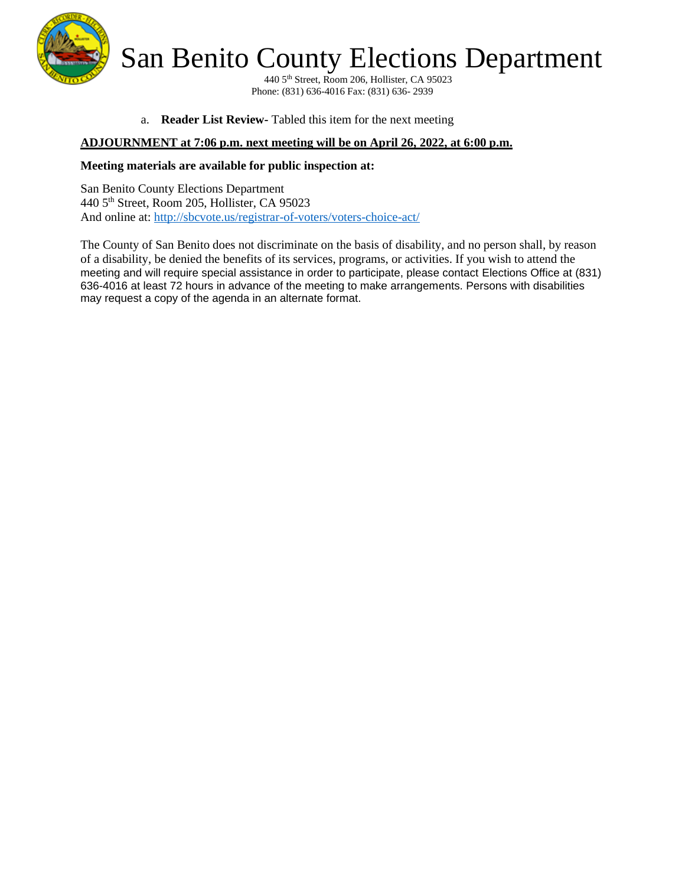a. **Reader List Review-** Tabled this item for the next meeting

**ADJOURNMENT at 7:06 p.m. next meeting will be on April 26, 2022, at 6:00 p.m.**

**Meeting materials are available for public inspection at:**

San Benito County Elections Department
440 5th Street, Room 205, Hollister, CA 95023
And online at: http://sbcvote.us/registrar-of-voters/voters-choice-act/

The County of San Benito does not discriminate on the basis of disability, and no person shall, by reason of a disability, be denied the benefits of its services, programs, or activities. If you wish to attend the meeting and will require special assistance in order to participate, please contact Elections Office at (831) 636-4016 at least 72 hours in advance of the meeting to make arrangements. Persons with disabilities may request a copy of the agenda in an alternate format.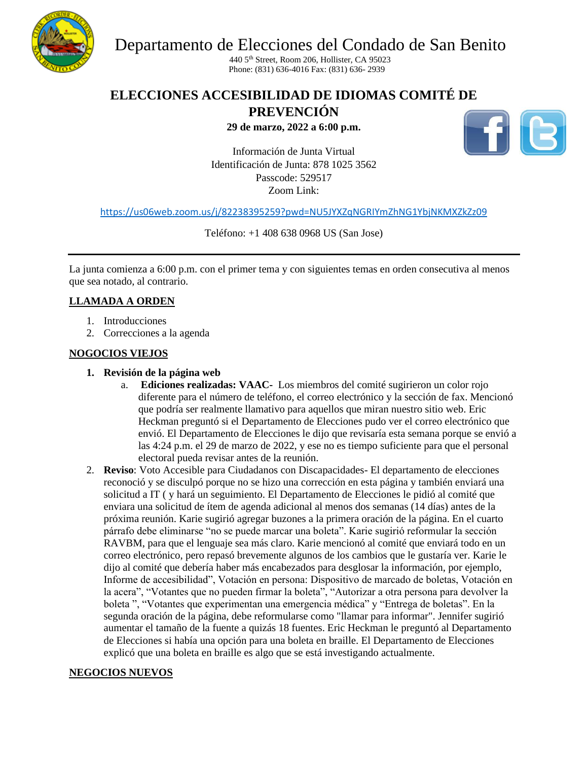# Departamento de Elecciones del Condado de San Benito

440 5th Street, Room 206, Hollister, CA 95023
Phone: (831) 636-4016 Fax: (831) 636- 2939

## ELECCIONES ACCESIBILIDAD DE IDIOMAS COMITÉ DE PREVENCIÓN

**29 de marzo, 2022 a 6:00 p.m.**

Información de Junta Virtual
Identificación de Junta: 878 1025 3562
Passcode: 529517
Zoom Link:

https://us06web.zoom.us/j/82238395259?pwd=NU5JYXZqNGRIYmZhNG1YbjNKMXZkZz09

Teléfono: +1 408 638 0968 US (San Jose)

---

La junta comienza a 6:00 p.m. con el primer tema y con siguientes temas en orden consecutiva al menos que sea notado, al contrario.

**LLAMADA A ORDEN**

1. Introducciones
2. Correcciones a la agenda

**NOGOCIOS VIEJOS**

1. **Revisión de la página web**
   a. **Ediciones realizadas: VAAC-** Los miembros del comité sugirieron un color rojo diferente para el número de teléfono, el correo electrónico y la sección de fax. Mencionó que podría ser realmente llamativo para aquellos que miran nuestro sitio web. Eric Heckman preguntó si el Departamento de Elecciones pudo ver el correo electrónico que envió. El Departamento de Elecciones le dijo que revisaría esta semana porque se envió a las 4:24 p.m. el 29 de marzo de 2022, y ese no es tiempo suficiente para que el personal electoral pueda revisar antes de la reunión.
2. **Reviso**: Voto Accesible para Ciudadanos con Discapacidades- El departamento de elecciones reconoció y se disculpó porque no se hizo una corrección en esta página y también enviará una solicitud a IT ( y hará un seguimiento. El Departamento de Elecciones le pidió al comité que enviara una solicitud de ítem de agenda adicional al menos dos semanas (14 días) antes de la próxima reunión. Karie sugirió agregar buzones a la primera oración de la página. En el cuarto párrafo debe eliminarse "no se puede marcar una boleta". Karie sugirió reformular la sección RAVBM, para que el lenguaje sea más claro. Karie mencionó al comité que enviará todo en un correo electrónico, pero repasó brevemente algunos de los cambios que le gustaría ver. Karie le dijo al comité que debería haber más encabezados para desglosar la información, por ejemplo, Informe de accesibilidad", Votación en persona: Dispositivo de marcado de boletas, Votación en la acera", "Votantes que no pueden firmar la boleta", "Autorizar a otra persona para devolver la boleta ", "Votantes que experimentan una emergencia médica" y "Entrega de boletas". En la segunda oración de la página, debe reformularse como "llamar para informar". Jennifer sugirió aumentar el tamaño de la fuente a quizás 18 fuentes. Eric Heckman le preguntó al Departamento de Elecciones si había una opción para una boleta en braille. El Departamento de Elecciones explicó que una boleta en braille es algo que se está investigando actualmente.

**NEGOCIOS NUEVOS**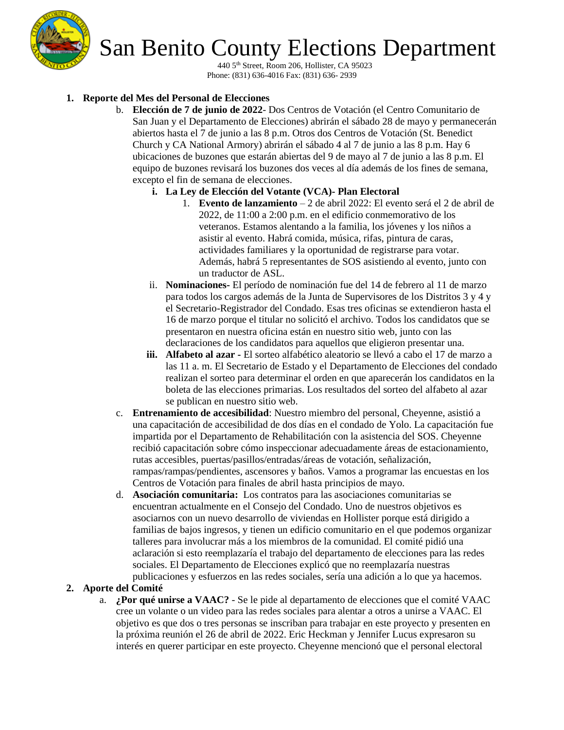# San Benito County Elections Department

440 5th Street, Room 206, Hollister, CA 95023
Phone: (831) 636-4016 Fax: (831) 636- 2939

1. **Reporte del Mes del Personal de Elecciones**

   b. **Elección de 7 de junio de 2022**- Dos Centros de Votación (el Centro Comunitario de San Juan y el Departamento de Elecciones) abrirán el sábado 28 de mayo y permanecerán abiertos hasta el 7 de junio a las 8 p.m. Otros dos Centros de Votación (St. Benedict Church y CA National Armory) abrirán el sábado 4 al 7 de junio a las 8 p.m. Hay 6 ubicaciones de buzones que estarán abiertas del 9 de mayo al 7 de junio a las 8 p.m. El equipo de buzones revisará los buzones dos veces al día además de los fines de semana, excepto el fin de semana de elecciones.

      i. **La Ley de Elección del Votante (VCA)- Plan Electoral**

         1. **Evento de lanzamiento** – 2 de abril 2022: El evento será el 2 de abril de 2022, de 11:00 a 2:00 p.m. en el edificio conmemorativo de los veteranos. Estamos alentando a la familia, los jóvenes y los niños a asistir al evento. Habrá comida, música, rifas, pintura de caras, actividades familiares y la oportunidad de registrarse para votar. Además, habrá 5 representantes de SOS asistiendo al evento, junto con un traductor de ASL.

      ii. **Nominaciones-** El período de nominación fue del 14 de febrero al 11 de marzo para todos los cargos además de la Junta de Supervisores de los Distritos 3 y 4 y el Secretario-Registrador del Condado. Esas tres oficinas se extendieron hasta el 16 de marzo porque el titular no solicitó el archivo. Todos los candidatos que se presentaron en nuestra oficina están en nuestro sitio web, junto con las declaraciones de los candidatos para aquellos que eligieron presentar una.

      iii. **Alfabeto al azar -** El sorteo alfabético aleatorio se llevó a cabo el 17 de marzo a las 11 a. m. El Secretario de Estado y el Departamento de Elecciones del condado realizan el sorteo para determinar el orden en que aparecerán los candidatos en la boleta de las elecciones primarias. Los resultados del sorteo del alfabeto al azar se publican en nuestro sitio web.

   c. **Entrenamiento de accesibilidad**: Nuestro miembro del personal, Cheyenne, asistió a una capacitación de accesibilidad de dos días en el condado de Yolo. La capacitación fue impartida por el Departamento de Rehabilitación con la asistencia del SOS. Cheyenne recibió capacitación sobre cómo inspeccionar adecuadamente áreas de estacionamiento, rutas accesibles, puertas/pasillos/entradas/áreas de votación, señalización, rampas/rampas/pendientes, ascensores y baños. Vamos a programar las encuestas en los Centros de Votación para finales de abril hasta principios de mayo.

   d. **Asociación comunitaria:** Los contratos para las asociaciones comunitarias se encuentran actualmente en el Consejo del Condado. Uno de nuestros objetivos es asociarnos con un nuevo desarrollo de viviendas en Hollister porque está dirigido a familias de bajos ingresos, y tienen un edificio comunitario en el que podemos organizar talleres para involucrar más a los miembros de la comunidad. El comité pidió una aclaración si esto reemplazaría el trabajo del departamento de elecciones para las redes sociales. El Departamento de Elecciones explicó que no reemplazaría nuestras publicaciones y esfuerzos en las redes sociales, sería una adición a lo que ya hacemos.

2. **Aporte del Comité**

   a. **¿Por qué unirse a VAAC?** - Se le pide al departamento de elecciones que el comité VAAC cree un volante o un video para las redes sociales para alentar a otros a unirse a VAAC. El objetivo es que dos o tres personas se inscriban para trabajar en este proyecto y presenten en la próxima reunión el 26 de abril de 2022. Eric Heckman y Jennifer Lucus expresaron su interés en querer participar en este proyecto. Cheyenne mencionó que el personal electoral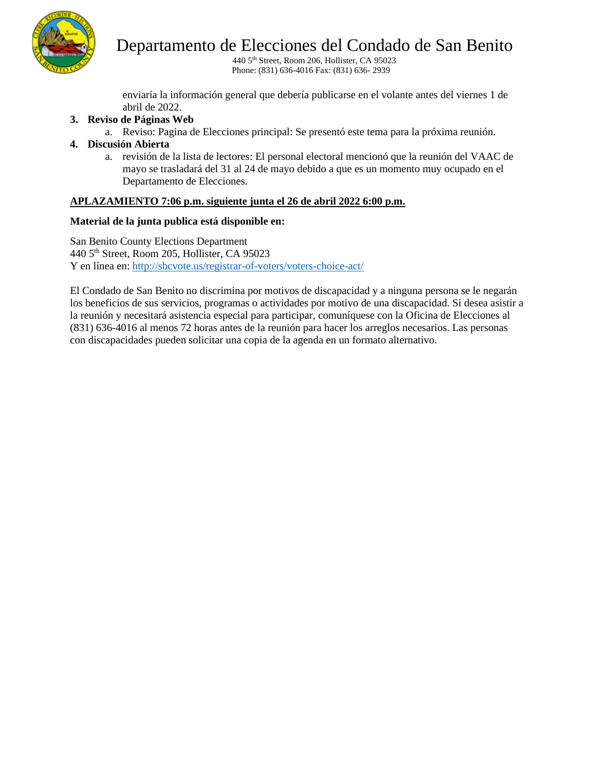enviaría la información general que debería publicarse en el volante antes del viernes 1 de abril de 2022.

3. **Reviso de Páginas Web**
   a. Reviso: Pagina de Elecciones principal: Se presentó este tema para la próxima reunión.
4. **Discusión Abierta**
   a. revisión de la lista de lectores: El personal electoral mencionó que la reunión del VAAC de mayo se trasladará del 31 al 24 de mayo debido a que es un momento muy ocupado en el Departamento de Elecciones.

**APLAZAMIENTO 7:06 p.m. siguiente junta el 26 de abril 2022 6:00 p.m.**

**Material de la junta publica está disponible en:**

San Benito County Elections Department
440 5th Street, Room 205, Hollister, CA 95023
Y en línea en: http://sbcvote.us/registrar-of-voters/voters-choice-act/

El Condado de San Benito no discrimina por motivos de discapacidad y a ninguna persona se le negarán los beneficios de sus servicios, programas o actividades por motivo de una discapacidad. Si desea asistir a la reunión y necesitará asistencia especial para participar, comuníquese con la Oficina de Elecciones al (831) 636-4016 al menos 72 horas antes de la reunión para hacer los arreglos necesarios. Las personas con discapacidades pueden solicitar una copia de la agenda en un formato alternativo.